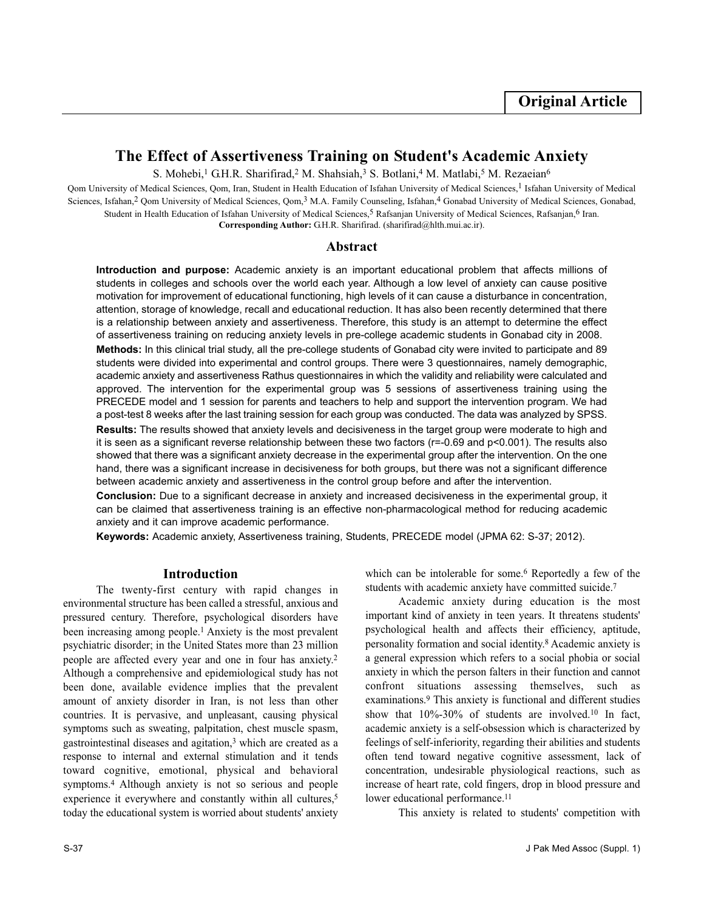**Original Article**

# The Effect of Assertiveness Training on Student's Academic Anxiety

S. Mohebi,[1] G.H.R. Sharifirad,[2] M. Shahsiah,[3] S. Botlani,[4] M. Matlabi,[5] M. Rezaeian[6]

Qom University of Medical Sciences, Qom, Iran, Student in Health Education of Isfahan University of Medical Sciences,[1] Isfahan University of Medical Sciences, Isfahan,[2] Qom University of Medical Sciences, Qom,[3] M.A. Family Counseling, Isfahan,[4] Gonabad University of Medical Sciences, Gonabad, Student in Health Education of Isfahan University of Medical Sciences,[5] Rafsanjan University of Medical Sciences, Rafsanjan,[6] Iran.

**Corresponding Author:** G.H.R. Sharifirad. (sharifirad@hlth.mui.ac.ir).

## Abstract

**Introduction and purpose:** Academic anxiety is an important educational problem that affects millions of students in colleges and schools over the world each year. Although a low level of anxiety can cause positive motivation for improvement of educational functioning, high levels of it can cause a disturbance in concentration, attention, storage of knowledge, recall and educational reduction. It has also been recently determined that there is a relationship between anxiety and assertiveness. Therefore, this study is an attempt to determine the effect of assertiveness training on reducing anxiety levels in pre-college academic students in Gonabad city in 2008.

**Methods:** In this clinical trial study, all the pre-college students of Gonabad city were invited to participate and 89 students were divided into experimental and control groups. There were 3 questionnaires, namely demographic, academic anxiety and assertiveness Rathus questionnaires in which the validity and reliability were calculated and approved. The intervention for the experimental group was 5 sessions of assertiveness training using the PRECEDE model and 1 session for parents and teachers to help and support the intervention program. We had a post-test 8 weeks after the last training session for each group was conducted. The data was analyzed by SPSS.

**Results:** The results showed that anxiety levels and decisiveness in the target group were moderate to high and it is seen as a significant reverse relationship between these two factors ($r=-0.69$ and $p<0.001$). The results also showed that there was a significant anxiety decrease in the experimental group after the intervention. On the one hand, there was a significant increase in decisiveness for both groups, but there was not a significant difference between academic anxiety and assertiveness in the control group before and after the intervention.

**Conclusion:** Due to a significant decrease in anxiety and increased decisiveness in the experimental group, it can be claimed that assertiveness training is an effective non-pharmacological method for reducing academic anxiety and it can improve academic performance.

**Keywords:** Academic anxiety, Assertiveness training, Students, PRECEDE model (JPMA 62: S-37; 2012).

## Introduction

The twenty-first century with rapid changes in environmental structure has been called a stressful, anxious and pressured century. Therefore, psychological disorders have been increasing among people.[1] Anxiety is the most prevalent psychiatric disorder; in the United States more than 23 million people are affected every year and one in four has anxiety.[2] Although a comprehensive and epidemiological study has not been done, available evidence implies that the prevalent amount of anxiety disorder in Iran, is not less than other countries. It is pervasive, and unpleasant, causing physical symptoms such as sweating, palpitation, chest muscle spasm, gastrointestinal diseases and agitation,[3] which are created as a response to internal and external stimulation and it tends toward cognitive, emotional, physical and behavioral symptoms.[4] Although anxiety is not so serious and people experience it everywhere and constantly within all cultures,[5] today the educational system is worried about students' anxiety which can be intolerable for some.[6] Reportedly a few of the students with academic anxiety have committed suicide.[7]

Academic anxiety during education is the most important kind of anxiety in teen years. It threatens students' psychological health and affects their efficiency, aptitude, personality formation and social identity.[8] Academic anxiety is a general expression which refers to a social phobia or social anxiety in which the person falters in their function and cannot confront situations assessing themselves, such as examinations.[9] This anxiety is functional and different studies show that 10%-30% of students are involved.[10] In fact, academic anxiety is a self-obsession which is characterized by feelings of self-inferiority, regarding their abilities and students often tend toward negative cognitive assessment, lack of concentration, undesirable physiological reactions, such as increase of heart rate, cold fingers, drop in blood pressure and lower educational performance.[11]

This anxiety is related to students' competition with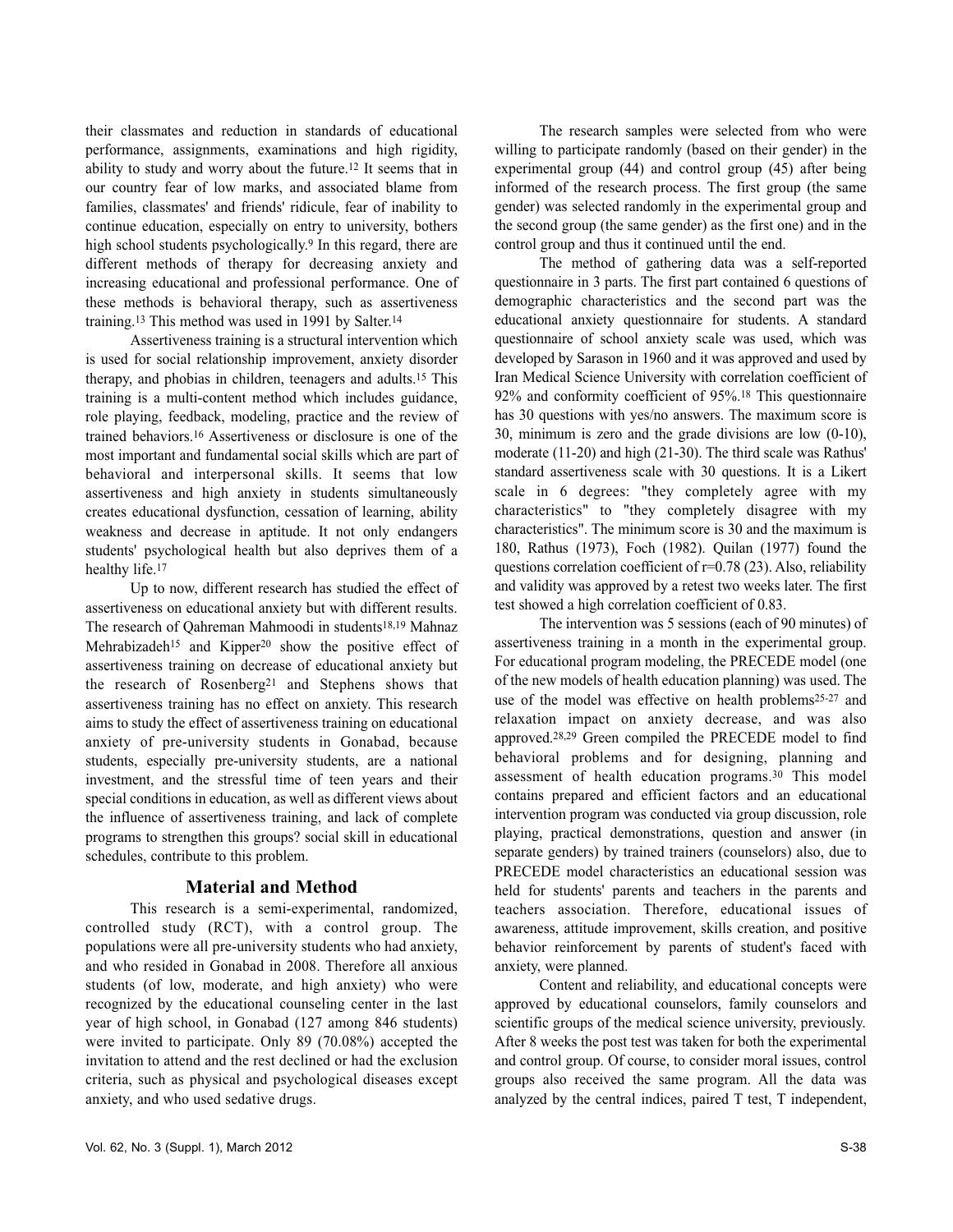their classmates and reduction in standards of educational performance, assignments, examinations and high rigidity, ability to study and worry about the future.[12] It seems that in our country fear of low marks, and associated blame from families, classmates' and friends' ridicule, fear of inability to continue education, especially on entry to university, bothers high school students psychologically.[9] In this regard, there are different methods of therapy for decreasing anxiety and increasing educational and professional performance. One of these methods is behavioral therapy, such as assertiveness training.[13] This method was used in 1991 by Salter.[14]

Assertiveness training is a structural intervention which is used for social relationship improvement, anxiety disorder therapy, and phobias in children, teenagers and adults.[15] This training is a multi-content method which includes guidance, role playing, feedback, modeling, practice and the review of trained behaviors.[16] Assertiveness or disclosure is one of the most important and fundamental social skills which are part of behavioral and interpersonal skills. It seems that low assertiveness and high anxiety in students simultaneously creates educational dysfunction, cessation of learning, ability weakness and decrease in aptitude. It not only endangers students' psychological health but also deprives them of a healthy life.[17]

Up to now, different research has studied the effect of assertiveness on educational anxiety but with different results. The research of Qahreman Mahmoodi in students[18,19] Mahnaz Mehrabizadeh[15] and Kipper[20] show the positive effect of assertiveness training on decrease of educational anxiety but the research of Rosenberg[21] and Stephens shows that assertiveness training has no effect on anxiety. This research aims to study the effect of assertiveness training on educational anxiety of pre-university students in Gonabad, because students, especially pre-university students, are a national investment, and the stressful time of teen years and their special conditions in education, as well as different views about the influence of assertiveness training, and lack of complete programs to strengthen this groups? social skill in educational schedules, contribute to this problem.

## Material and Method

This research is a semi-experimental, randomized, controlled study (RCT), with a control group. The populations were all pre-university students who had anxiety, and who resided in Gonabad in 2008. Therefore all anxious students (of low, moderate, and high anxiety) who were recognized by the educational counseling center in the last year of high school, in Gonabad (127 among 846 students) were invited to participate. Only 89 (70.08%) accepted the invitation to attend and the rest declined or had the exclusion criteria, such as physical and psychological diseases except anxiety, and who used sedative drugs.

The research samples were selected from who were willing to participate randomly (based on their gender) in the experimental group (44) and control group (45) after being informed of the research process. The first group (the same gender) was selected randomly in the experimental group and the second group (the same gender) as the first one) and in the control group and thus it continued until the end.

The method of gathering data was a self-reported questionnaire in 3 parts. The first part contained 6 questions of demographic characteristics and the second part was the educational anxiety questionnaire for students. A standard questionnaire of school anxiety scale was used, which was developed by Sarason in 1960 and it was approved and used by Iran Medical Science University with correlation coefficient of 92% and conformity coefficient of 95%.[18] This questionnaire has 30 questions with yes/no answers. The maximum score is 30, minimum is zero and the grade divisions are low (0-10), moderate (11-20) and high (21-30). The third scale was Rathus' standard assertiveness scale with 30 questions. It is a Likert scale in 6 degrees: "they completely agree with my characteristics" to "they completely disagree with my characteristics". The minimum score is 30 and the maximum is 180, Rathus (1973), Foch (1982). Quilan (1977) found the questions correlation coefficient of r=0.78 (23). Also, reliability and validity was approved by a retest two weeks later. The first test showed a high correlation coefficient of 0.83.

The intervention was 5 sessions (each of 90 minutes) of assertiveness training in a month in the experimental group. For educational program modeling, the PRECEDE model (one of the new models of health education planning) was used. The use of the model was effective on health problems[25-27] and relaxation impact on anxiety decrease, and was also approved.[28,29] Green compiled the PRECEDE model to find behavioral problems and for designing, planning and assessment of health education programs.[30] This model contains prepared and efficient factors and an educational intervention program was conducted via group discussion, role playing, practical demonstrations, question and answer (in separate genders) by trained trainers (counselors) also, due to PRECEDE model characteristics an educational session was held for students' parents and teachers in the parents and teachers association. Therefore, educational issues of awareness, attitude improvement, skills creation, and positive behavior reinforcement by parents of student's faced with anxiety, were planned.

Content and reliability, and educational concepts were approved by educational counselors, family counselors and scientific groups of the medical science university, previously. After 8 weeks the post test was taken for both the experimental and control group. Of course, to consider moral issues, control groups also received the same program. All the data was analyzed by the central indices, paired T test, T independent,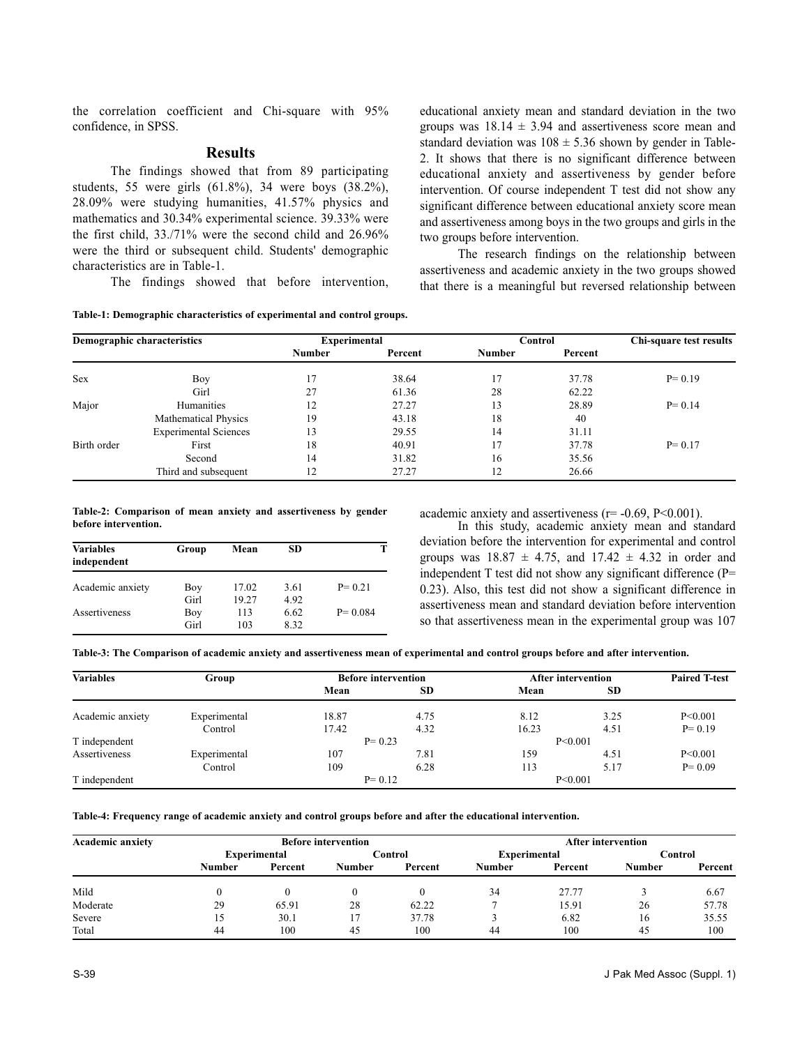the correlation coefficient and Chi-square with 95% confidence, in SPSS.

## Results

The findings showed that from 89 participating students, 55 were girls (61.8%), 34 were boys (38.2%), 28.09% were studying humanities, 41.57% physics and mathematics and 30.34% experimental science. 39.33% were the first child, 33./71% were the second child and 26.96% were the third or subsequent child. Students' demographic characteristics are in Table-1.

The findings showed that before intervention, educational anxiety mean and standard deviation in the two groups was $18.14 \pm 3.94$ and assertiveness score mean and standard deviation was $108 \pm 5.36$ shown by gender in Table-2. It shows that there is no significant difference between educational anxiety and assertiveness by gender before intervention. Of course independent T test did not show any significant difference between educational anxiety score mean and assertiveness among boys in the two groups and girls in the two groups before intervention.

The research findings on the relationship between assertiveness and academic anxiety in the two groups showed that there is a meaningful but reversed relationship between academic anxiety and assertiveness (r= -0.69, P<0.001).

In this study, academic anxiety mean and standard deviation before the intervention for experimental and control groups was $18.87 \pm 4.75$, and $17.42 \pm 4.32$ in order and independent T test did not show any significant difference (P= 0.23). Also, this test did not show a significant difference in assertiveness mean and standard deviation before intervention so that assertiveness mean in the experimental group was 107

**Table-1: Demographic characteristics of experimental and control groups.**

| Demographic characteristics | | Experimental | | Control | | Chi-square test results |
|---|---|---|---|---|---|---|
| | | Number | Percent | Number | Percent | |
| Sex | Boy | 17 | 38.64 | 17 | 37.78 | P= 0.19 |
| | Girl | 27 | 61.36 | 28 | 62.22 | |
| Major | Humanities | 12 | 27.27 | 13 | 28.89 | P= 0.14 |
| | Mathematical Physics | 19 | 43.18 | 18 | 40 | |
| | Experimental Sciences | 13 | 29.55 | 14 | 31.11 | |
| Birth order | First | 18 | 40.91 | 17 | 37.78 | P= 0.17 |
| | Second | 14 | 31.82 | 16 | 35.56 | |
| | Third and subsequent | 12 | 27.27 | 12 | 26.66 | |

**Table-2: Comparison of mean anxiety and assertiveness by gender before intervention.**

| Variables independent | Group | Mean | SD | T |
|---|---|---|---|---|
| Academic anxiety | Boy | 17.02 | 3.61 | P= 0.21 |
| | Girl | 19.27 | 4.92 | |
| Assertiveness | Boy | 113 | 6.62 | P= 0.084 |
| | Girl | 103 | 8.32 | |

**Table-3: The Comparison of academic anxiety and assertiveness mean of experimental and control groups before and after intervention.**

| Variables | Group | Before intervention | | After intervention | | Paired T-test |
|---|---|---|---|---|---|---|
| | | Mean | SD | Mean | SD | |
| Academic anxiety | Experimental | 18.87 | 4.75 | 8.12 | 3.25 | P<0.001 |
| | Control | 17.42 | 4.32 | 16.23 | 4.51 | P= 0.19 |
| T independent | | P= 0.23 | | P<0.001 | | |
| Assertiveness | Experimental | 107 | 7.81 | 159 | 4.51 | P<0.001 |
| | Control | 109 | 6.28 | 113 | 5.17 | P= 0.09 |
| T independent | | P= 0.12 | | P<0.001 | | |

**Table-4: Frequency range of academic anxiety and control groups before and after the educational intervention.**

| Academic anxiety | Before intervention | | | | After intervention | | | |
|---|---|---|---|---|---|---|---|---|
| | Experimental | | Control | | Experimental | | Control | |
| | Number | Percent | Number | Percent | Number | Percent | Number | Percent |
| Mild | 0 | 0 | 0 | 0 | 34 | 27.77 | 3 | 6.67 |
| Moderate | 29 | 65.91 | 28 | 62.22 | 7 | 15.91 | 26 | 57.78 |
| Severe | 15 | 30.1 | 17 | 37.78 | 3 | 6.82 | 16 | 35.55 |
| Total | 44 | 100 | 45 | 100 | 44 | 100 | 45 | 100 |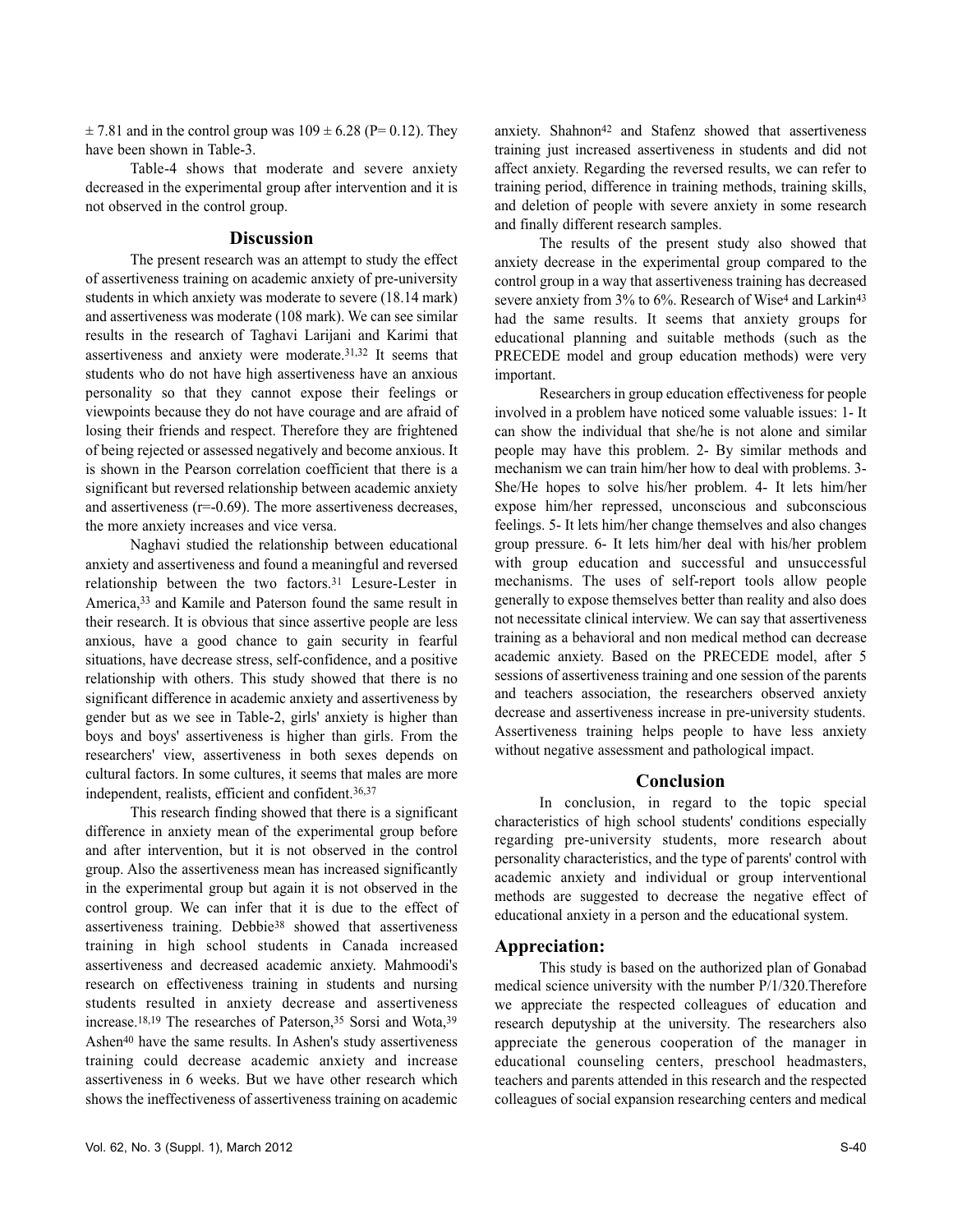± 7.81 and in the control group was 109 ± 6.28 (P= 0.12). They have been shown in Table-3.

Table-4 shows that moderate and severe anxiety decreased in the experimental group after intervention and it is not observed in the control group.

## Discussion

The present research was an attempt to study the effect of assertiveness training on academic anxiety of pre-university students in which anxiety was moderate to severe (18.14 mark) and assertiveness was moderate (108 mark). We can see similar results in the research of Taghavi Larijani and Karimi that assertiveness and anxiety were moderate.[31,32] It seems that students who do not have high assertiveness have an anxious personality so that they cannot expose their feelings or viewpoints because they do not have courage and are afraid of losing their friends and respect. Therefore they are frightened of being rejected or assessed negatively and become anxious. It is shown in the Pearson correlation coefficient that there is a significant but reversed relationship between academic anxiety and assertiveness (r=-0.69). The more assertiveness decreases, the more anxiety increases and vice versa.

Naghavi studied the relationship between educational anxiety and assertiveness and found a meaningful and reversed relationship between the two factors.[31] Lesure-Lester in America,[33] and Kamile and Paterson found the same result in their research. It is obvious that since assertive people are less anxious, have a good chance to gain security in fearful situations, have decrease stress, self-confidence, and a positive relationship with others. This study showed that there is no significant difference in academic anxiety and assertiveness by gender but as we see in Table-2, girls' anxiety is higher than boys and boys' assertiveness is higher than girls. From the researchers' view, assertiveness in both sexes depends on cultural factors. In some cultures, it seems that males are more independent, realists, efficient and confident.[36,37]

This research finding showed that there is a significant difference in anxiety mean of the experimental group before and after intervention, but it is not observed in the control group. Also the assertiveness mean has increased significantly in the experimental group but again it is not observed in the control group. We can infer that it is due to the effect of assertiveness training. Debbie[38] showed that assertiveness training in high school students in Canada increased assertiveness and decreased academic anxiety. Mahmoodi's research on effectiveness training in students and nursing students resulted in anxiety decrease and assertiveness increase.[18,19] The researches of Paterson,[35] Sorsi and Wota,[39] Ashen[40] have the same results. In Ashen's study assertiveness training could decrease academic anxiety and increase assertiveness in 6 weeks. But we have other research which shows the ineffectiveness of assertiveness training on academic anxiety. Shahnon[42] and Stafenz showed that assertiveness training just increased assertiveness in students and did not affect anxiety. Regarding the reversed results, we can refer to training period, difference in training methods, training skills, and deletion of people with severe anxiety in some research and finally different research samples.

The results of the present study also showed that anxiety decrease in the experimental group compared to the control group in a way that assertiveness training has decreased severe anxiety from 3% to 6%. Research of Wise[4] and Larkin[43] had the same results. It seems that anxiety groups for educational planning and suitable methods (such as the PRECEDE model and group education methods) were very important.

Researchers in group education effectiveness for people involved in a problem have noticed some valuable issues: 1- It can show the individual that she/he is not alone and similar people may have this problem. 2- By similar methods and mechanism we can train him/her how to deal with problems. 3- She/He hopes to solve his/her problem. 4- It lets him/her expose him/her repressed, unconscious and subconscious feelings. 5- It lets him/her change themselves and also changes group pressure. 6- It lets him/her deal with his/her problem with group education and successful and unsuccessful mechanisms. The uses of self-report tools allow people generally to expose themselves better than reality and also does not necessitate clinical interview. We can say that assertiveness training as a behavioral and non medical method can decrease academic anxiety. Based on the PRECEDE model, after 5 sessions of assertiveness training and one session of the parents and teachers association, the researchers observed anxiety decrease and assertiveness increase in pre-university students. Assertiveness training helps people to have less anxiety without negative assessment and pathological impact.

## Conclusion

In conclusion, in regard to the topic special characteristics of high school students' conditions especially regarding pre-university students, more research about personality characteristics, and the type of parents' control with academic anxiety and individual or group interventional methods are suggested to decrease the negative effect of educational anxiety in a person and the educational system.

## Appreciation:

This study is based on the authorized plan of Gonabad medical science university with the number P/1/320.Therefore we appreciate the respected colleagues of education and research deputyship at the university. The researchers also appreciate the generous cooperation of the manager in educational counseling centers, preschool headmasters, teachers and parents attended in this research and the respected colleagues of social expansion researching centers and medical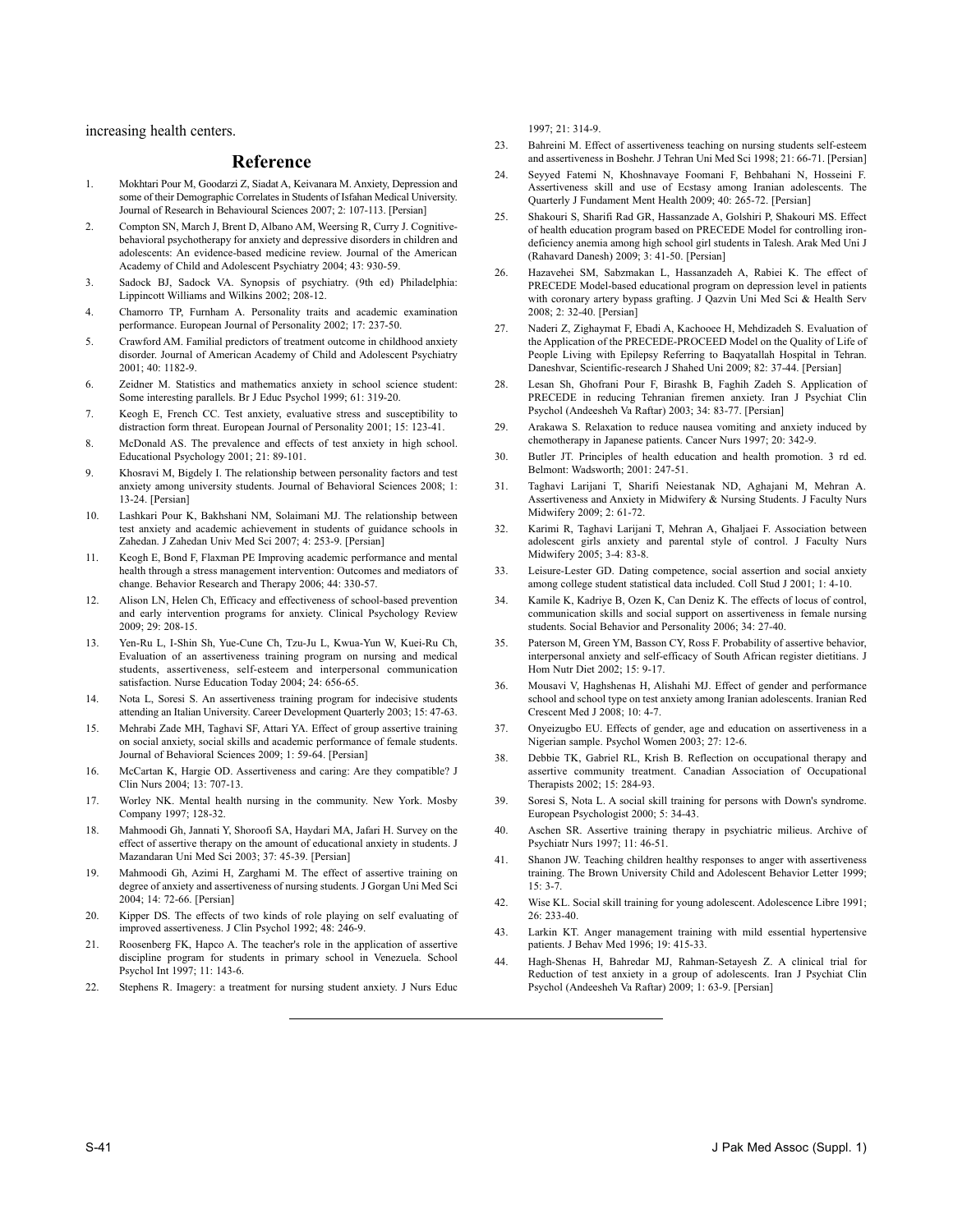increasing health centers.

## Reference

1. Mokhtari Pour M, Goodarzi Z, Siadat A, Keivanara M. Anxiety, Depression and some of their Demographic Correlates in Students of Isfahan Medical University. Journal of Research in Behavioural Sciences 2007; 2: 107-113. [Persian]
2. Compton SN, March J, Brent D, Albano AM, Weersing R, Curry J. Cognitive-behavioral psychotherapy for anxiety and depressive disorders in children and adolescents: An evidence-based medicine review. Journal of the American Academy of Child and Adolescent Psychiatry 2004; 43: 930-59.
3. Sadock BJ, Sadock VA. Synopsis of psychiatry. (9th ed) Philadelphia: Lippincott Williams and Wilkins 2002; 208-12.
4. Chamorro TP, Furnham A. Personality traits and academic examination performance. European Journal of Personality 2002; 17: 237-50.
5. Crawford AM. Familial predictors of treatment outcome in childhood anxiety disorder. Journal of American Academy of Child and Adolescent Psychiatry 2001; 40: 1182-9.
6. Zeidner M. Statistics and mathematics anxiety in school science student: Some interesting parallels. Br J Educ Psychol 1999; 61: 319-20.
7. Keogh E, French CC. Test anxiety, evaluative stress and susceptibility to distraction form threat. European Journal of Personality 2001; 15: 123-41.
8. McDonald AS. The prevalence and effects of test anxiety in high school. Educational Psychology 2001; 21: 89-101.
9. Khosravi M, Bigdely I. The relationship between personality factors and test anxiety among university students. Journal of Behavioral Sciences 2008; 1: 13-24. [Persian]
10. Lashkari Pour K, Bakhshani NM, Solaimani MJ. The relationship between test anxiety and academic achievement in students of guidance schools in Zahedan. J Zahedan Univ Med Sci 2007; 4: 253-9. [Persian]
11. Keogh E, Bond F, Flaxman PE Improving academic performance and mental health through a stress management intervention: Outcomes and mediators of change. Behavior Research and Therapy 2006; 44: 330-57.
12. Alison LN, Helen Ch, Efficacy and effectiveness of school-based prevention and early intervention programs for anxiety. Clinical Psychology Review 2009; 29: 208-15.
13. Yen-Ru L, I-Shin Sh, Yue-Cune Ch, Tzu-Ju L, Kwua-Yun W, Kuei-Ru Ch, Evaluation of an assertiveness training program on nursing and medical students, assertiveness, self-esteem and interpersonal communication satisfaction. Nurse Education Today 2004; 24: 656-65.
14. Nota L, Soresi S. An assertiveness training program for indecisive students attending an Italian University. Career Development Quarterly 2003; 15: 47-63.
15. Mehrabi Zade MH, Taghavi SF, Attari YA. Effect of group assertive training on social anxiety, social skills and academic performance of female students. Journal of Behavioral Sciences 2009; 1: 59-64. [Persian]
16. McCartan K, Hargie OD. Assertiveness and caring: Are they compatible? J Clin Nurs 2004; 13: 707-13.
17. Worley NK. Mental health nursing in the community. New York. Mosby Company 1997; 128-32.
18. Mahmoodi Gh, Jannati Y, Shoroofi SA, Haydari MA, Jafari H. Survey on the effect of assertive therapy on the amount of educational anxiety in students. J Mazandaran Uni Med Sci 2003; 37: 45-39. [Persian]
19. Mahmoodi Gh, Azimi H, Zarghami M. The effect of assertive training on degree of anxiety and assertiveness of nursing students. J Gorgan Uni Med Sci 2004; 14: 72-66. [Persian]
20. Kipper DS. The effects of two kinds of role playing on self evaluating of improved assertiveness. J Clin Psychol 1992; 48: 246-9.
21. Roosenberg FK, Hapco A. The teacher's role in the application of assertive discipline program for students in primary school in Venezuela. School Psychol Int 1997; 11: 143-6.
22. Stephens R. Imagery: a treatment for nursing student anxiety. J Nurs Educ 1997; 21: 314-9.
23. Bahreini M. Effect of assertiveness teaching on nursing students self-esteem and assertiveness in Boshehr. J Tehran Uni Med Sci 1998; 21: 66-71. [Persian]
24. Seyyed Fatemi N, Khoshnavaye Foomani F, Behbahani N, Hosseini F. Assertiveness skill and use of Ecstasy among Iranian adolescents. The Quarterly J Fundament Ment Health 2009; 40: 265-72. [Persian]
25. Shakouri S, Sharifi Rad GR, Hassanzade A, Golshiri P, Shakouri MS. Effect of health education program based on PRECEDE Model for controlling iron-deficiency anemia among high school girl students in Talesh. Arak Med Uni J (Rahavard Danesh) 2009; 3: 41-50. [Persian]
26. Hazavehei SM, Sabzmakan L, Hassanzadeh A, Rabiei K. The effect of PRECEDE Model-based educational program on depression level in patients with coronary artery bypass grafting. J Qazvin Uni Med Sci & Health Serv 2008; 2: 32-40. [Persian]
27. Naderi Z, Zighaymat F, Ebadi A, Kachooee H, Mehdizadeh S. Evaluation of the Application of the PRECEDE-PROCEED Model on the Quality of Life of People Living with Epilepsy Referring to Baqyatallah Hospital in Tehran. Daneshvar, Scientific-research J Shahed Uni 2009; 82: 37-44. [Persian]
28. Lesan Sh, Ghofrani Pour F, Birashk B, Faghih Zadeh S. Application of PRECEDE in reducing Tehranian firemen anxiety. Iran J Psychiat Clin Psychol (Andeesheh Va Raftar) 2003; 34: 83-77. [Persian]
29. Arakawa S. Relaxation to reduce nausea vomiting and anxiety induced by chemotherapy in Japanese patients. Cancer Nurs 1997; 20: 342-9.
30. Butler JT. Principles of health education and health promotion. 3 rd ed. Belmont: Wadsworth; 2001: 247-51.
31. Taghavi Larijani T, Sharifi Neiestanak ND, Aghajani M, Mehran A. Assertiveness and Anxiety in Midwifery & Nursing Students. J Faculty Nurs Midwifery 2009; 2: 61-72.
32. Karimi R, Taghavi Larijani T, Mehran A, Ghaljaei F. Association between adolescent girls anxiety and parental style of control. J Faculty Nurs Midwifery 2005; 3-4: 83-8.
33. Leisure-Lester GD. Dating competence, social assertion and social anxiety among college student statistical data included. Coll Stud J 2001; 1: 4-10.
34. Kamile K, Kadriye B, Ozen K, Can Deniz K. The effects of locus of control, communication skills and social support on assertiveness in female nursing students. Social Behavior and Personality 2006; 34: 27-40.
35. Paterson M, Green YM, Basson CY, Ross F. Probability of assertive behavior, interpersonal anxiety and self-efficacy of South African register dietitians. J Hom Nutr Diet 2002; 15: 9-17.
36. Mousavi V, Haghshenas H, Alishahi MJ. Effect of gender and performance school and school type on test anxiety among Iranian adolescents. Iranian Red Crescent Med J 2008; 10: 4-7.
37. Onyeizugbo EU. Effects of gender, age and education on assertiveness in a Nigerian sample. Psychol Women 2003; 27: 12-6.
38. Debbie TK, Gabriel RL, Krish B. Reflection on occupational therapy and assertive community treatment. Canadian Association of Occupational Therapists 2002; 15: 284-93.
39. Soresi S, Nota L. A social skill training for persons with Down's syndrome. European Psychologist 2000; 5: 34-43.
40. Aschen SR. Assertive training therapy in psychiatric milieus. Archive of Psychiatr Nurs 1997; 11: 46-51.
41. Shanon JW. Teaching children healthy responses to anger with assertiveness training. The Brown University Child and Adolescent Behavior Letter 1999; 15: 3-7.
42. Wise KL. Social skill training for young adolescent. Adolescence Libre 1991; 26: 233-40.
43. Larkin KT. Anger management training with mild essential hypertensive patients. J Behav Med 1996; 19: 415-33.
44. Hagh-Shenas H, Bahredar MJ, Rahman-Setayesh Z. A clinical trial for Reduction of test anxiety in a group of adolescents. Iran J Psychiat Clin Psychol (Andeesheh Va Raftar) 2009; 1: 63-9. [Persian]